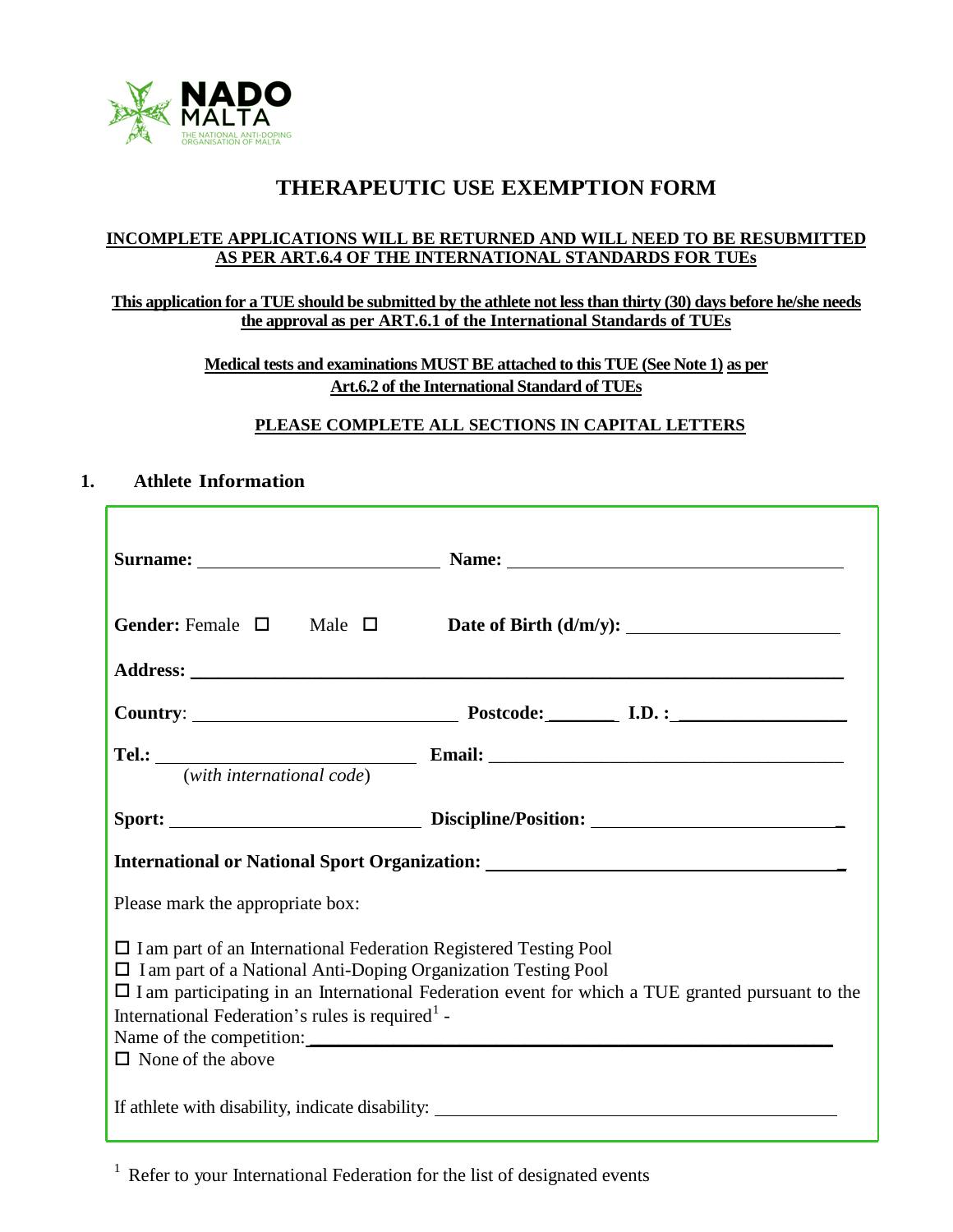NADO MALTA
THE NATIONAL ANTI-DOPING ORGANISATION OF MALTA

# THERAPEUTIC USE EXEMPTION FORM

**INCOMPLETE APPLICATIONS WILL BE RETURNED AND WILL NEED TO BE RESUBMITTED AS PER ART.6.4 OF THE INTERNATIONAL STANDARDS FOR TUEs**

**This application for a TUE should be submitted by the athlete not less than thirty (30) days before he/she needs the approval as per ART.6.1 of the International Standards of TUEs**

**Medical tests and examinations MUST BE attached to this TUE (See Note 1) as per Art.6.2 of the International Standard of TUEs**

**PLEASE COMPLETE ALL SECTIONS IN CAPITAL LETTERS**

## 1. Athlete Information

**Surname:** ______________________ **Name:** ______________________

**Gender:** Female ☐ Male ☐ **Date of Birth (d/m/y):** ______________________

**Address:** ______________________

**Country**: ______________________ **Postcode:** ________ **I.D. :** ______________________

**Tel.:** ______________________ **Email:** ______________________
(*with international code*)

**Sport:** ______________________ **Discipline/Position:** ______________________

**International or National Sport Organization:** ______________________

Please mark the appropriate box:

☐ I am part of an International Federation Registered Testing Pool
☐ I am part of a National Anti-Doping Organization Testing Pool
☐ I am participating in an International Federation event for which a TUE granted pursuant to the International Federation's rules is required[1] -
Name of the competition: ______________________
☐ None of the above

If athlete with disability, indicate disability: ______________________

[1] Refer to your International Federation for the list of designated events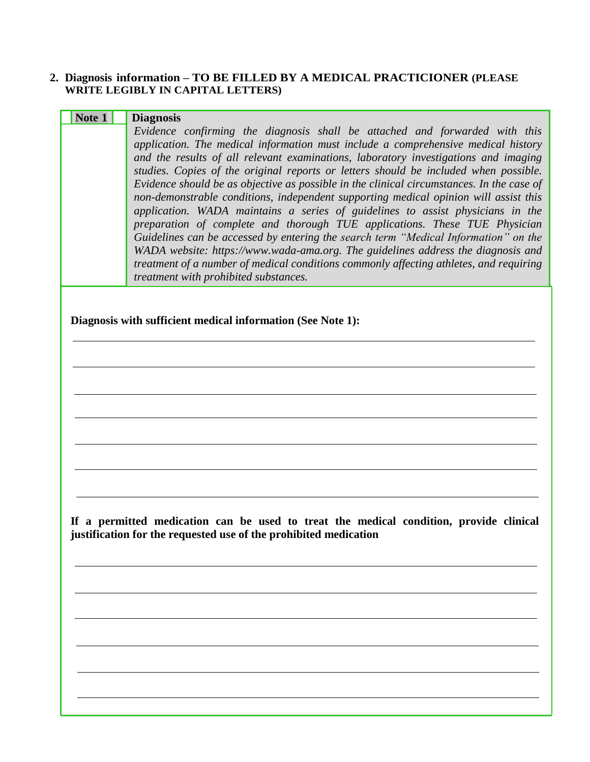## 2. Diagnosis information – TO BE FILLED BY A MEDICAL PRACTICIONER (PLEASE WRITE LEGIBLY IN CAPITAL LETTERS)

| **Note 1** | **Diagnosis** |
| --- | --- |
| | *Evidence confirming the diagnosis shall be attached and forwarded with this application. The medical information must include a comprehensive medical history and the results of all relevant examinations, laboratory investigations and imaging studies. Copies of the original reports or letters should be included when possible. Evidence should be as objective as possible in the clinical circumstances. In the case of non-demonstrable conditions, independent supporting medical opinion will assist this application. WADA maintains a series of guidelines to assist physicians in the preparation of complete and thorough TUE applications. These TUE Physician Guidelines can be accessed by entering the search term "Medical Information" on the WADA website: https://www.wada-ama.org. The guidelines address the diagnosis and treatment of a number of medical conditions commonly affecting athletes, and requiring treatment with prohibited substances.* |

**Diagnosis with sufficient medical information (See Note 1):**

\_\_\_\_\_\_\_\_\_\_\_\_\_\_\_\_\_\_\_\_\_\_\_\_\_\_\_\_\_\_\_\_\_\_\_\_\_\_\_\_\_\_\_\_\_\_\_\_\_\_\_\_\_\_\_\_\_\_\_\_

\_\_\_\_\_\_\_\_\_\_\_\_\_\_\_\_\_\_\_\_\_\_\_\_\_\_\_\_\_\_\_\_\_\_\_\_\_\_\_\_\_\_\_\_\_\_\_\_\_\_\_\_\_\_\_\_\_\_\_\_

\_\_\_\_\_\_\_\_\_\_\_\_\_\_\_\_\_\_\_\_\_\_\_\_\_\_\_\_\_\_\_\_\_\_\_\_\_\_\_\_\_\_\_\_\_\_\_\_\_\_\_\_\_\_\_\_\_\_\_\_

\_\_\_\_\_\_\_\_\_\_\_\_\_\_\_\_\_\_\_\_\_\_\_\_\_\_\_\_\_\_\_\_\_\_\_\_\_\_\_\_\_\_\_\_\_\_\_\_\_\_\_\_\_\_\_\_\_\_\_\_

\_\_\_\_\_\_\_\_\_\_\_\_\_\_\_\_\_\_\_\_\_\_\_\_\_\_\_\_\_\_\_\_\_\_\_\_\_\_\_\_\_\_\_\_\_\_\_\_\_\_\_\_\_\_\_\_\_\_\_\_

\_\_\_\_\_\_\_\_\_\_\_\_\_\_\_\_\_\_\_\_\_\_\_\_\_\_\_\_\_\_\_\_\_\_\_\_\_\_\_\_\_\_\_\_\_\_\_\_\_\_\_\_\_\_\_\_\_\_\_\_

\_\_\_\_\_\_\_\_\_\_\_\_\_\_\_\_\_\_\_\_\_\_\_\_\_\_\_\_\_\_\_\_\_\_\_\_\_\_\_\_\_\_\_\_\_\_\_\_\_\_\_\_\_\_\_\_\_\_\_\_

**If a permitted medication can be used to treat the medical condition, provide clinical justification for the requested use of the prohibited medication**

\_\_\_\_\_\_\_\_\_\_\_\_\_\_\_\_\_\_\_\_\_\_\_\_\_\_\_\_\_\_\_\_\_\_\_\_\_\_\_\_\_\_\_\_\_\_\_\_\_\_\_\_\_\_\_\_\_\_\_\_

\_\_\_\_\_\_\_\_\_\_\_\_\_\_\_\_\_\_\_\_\_\_\_\_\_\_\_\_\_\_\_\_\_\_\_\_\_\_\_\_\_\_\_\_\_\_\_\_\_\_\_\_\_\_\_\_\_\_\_\_

\_\_\_\_\_\_\_\_\_\_\_\_\_\_\_\_\_\_\_\_\_\_\_\_\_\_\_\_\_\_\_\_\_\_\_\_\_\_\_\_\_\_\_\_\_\_\_\_\_\_\_\_\_\_\_\_\_\_\_\_

\_\_\_\_\_\_\_\_\_\_\_\_\_\_\_\_\_\_\_\_\_\_\_\_\_\_\_\_\_\_\_\_\_\_\_\_\_\_\_\_\_\_\_\_\_\_\_\_\_\_\_\_\_\_\_\_\_\_\_\_

\_\_\_\_\_\_\_\_\_\_\_\_\_\_\_\_\_\_\_\_\_\_\_\_\_\_\_\_\_\_\_\_\_\_\_\_\_\_\_\_\_\_\_\_\_\_\_\_\_\_\_\_\_\_\_\_\_\_\_\_

\_\_\_\_\_\_\_\_\_\_\_\_\_\_\_\_\_\_\_\_\_\_\_\_\_\_\_\_\_\_\_\_\_\_\_\_\_\_\_\_\_\_\_\_\_\_\_\_\_\_\_\_\_\_\_\_\_\_\_\_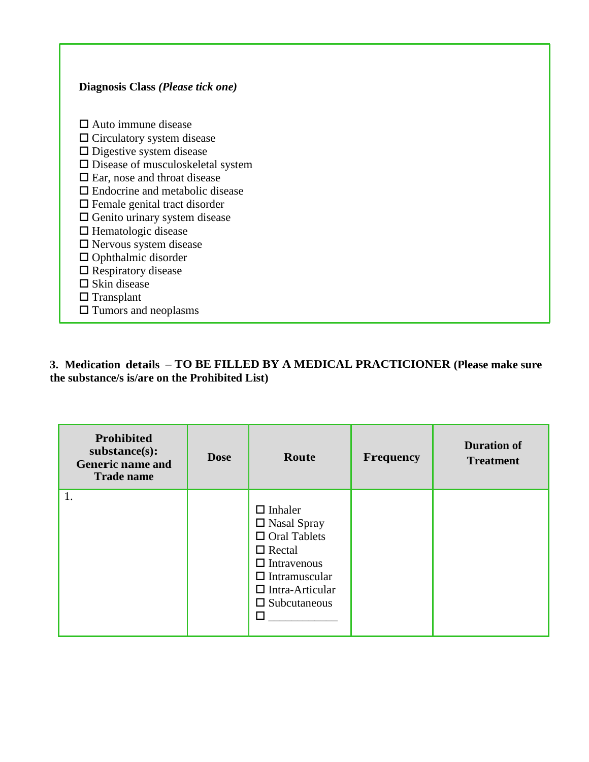**Diagnosis Class *(Please tick one)***

☐ Auto immune disease  
☐ Circulatory system disease  
☐ Digestive system disease  
☐ Disease of musculoskeletal system  
☐ Ear, nose and throat disease  
☐ Endocrine and metabolic disease  
☐ Female genital tract disorder  
☐ Genito urinary system disease  
☐ Hematologic disease  
☐ Nervous system disease  
☐ Ophthalmic disorder  
☐ Respiratory disease  
☐ Skin disease  
☐ Transplant  
☐ Tumors and neoplasms

**3. Medication details – TO BE FILLED BY A MEDICAL PRACTICIONER (Please make sure the substance/s is/are on the Prohibited List)**

| Prohibited substance(s): Generic name and Trade name | Dose | Route | Frequency | Duration of Treatment |
|---|---|---|---|---|
| 1. | | ☐ Inhaler<br>☐ Nasal Spray<br>☐ Oral Tablets<br>☐ Rectal<br>☐ Intravenous<br>☐ Intramuscular<br>☐ Intra-Articular<br>☐ Subcutaneous<br>☐ ___________ | | |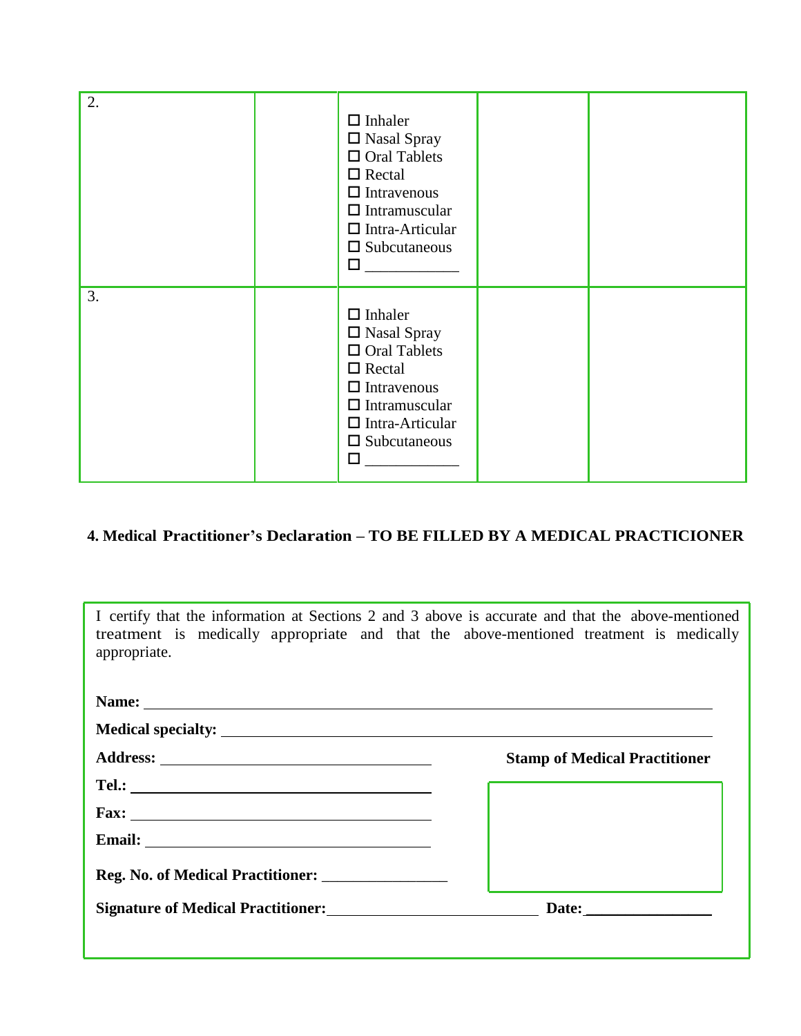| 2. | | ☐ Inhaler<br>☐ Nasal Spray<br>☐ Oral Tablets<br>☐ Rectal<br>☐ Intravenous<br>☐ Intramuscular<br>☐ Intra-Articular<br>☐ Subcutaneous<br>☐ ___________ | | |
|---|---|---|---|---|
| 3. | | ☐ Inhaler<br>☐ Nasal Spray<br>☐ Oral Tablets<br>☐ Rectal<br>☐ Intravenous<br>☐ Intramuscular<br>☐ Intra-Articular<br>☐ Subcutaneous<br>☐ ___________ | | |

### 4. Medical Practitioner's Declaration – TO BE FILLED BY A MEDICAL PRACTICIONER

I certify that the information at Sections 2 and 3 above is accurate and that the above-mentioned treatment is medically appropriate and that the above-mentioned treatment is medically appropriate.

**Name:** ______________________________________________

**Medical specialty:** ______________________________________________

**Address:** ______________________________

**Tel.:** ______________________________

**Fax:** ______________________________

**Email:** ______________________________

**Reg. No. of Medical Practitioner:** _______________

**Stamp of Medical Practitioner**

**Signature of Medical Practitioner:** ______________________ **Date:** _______________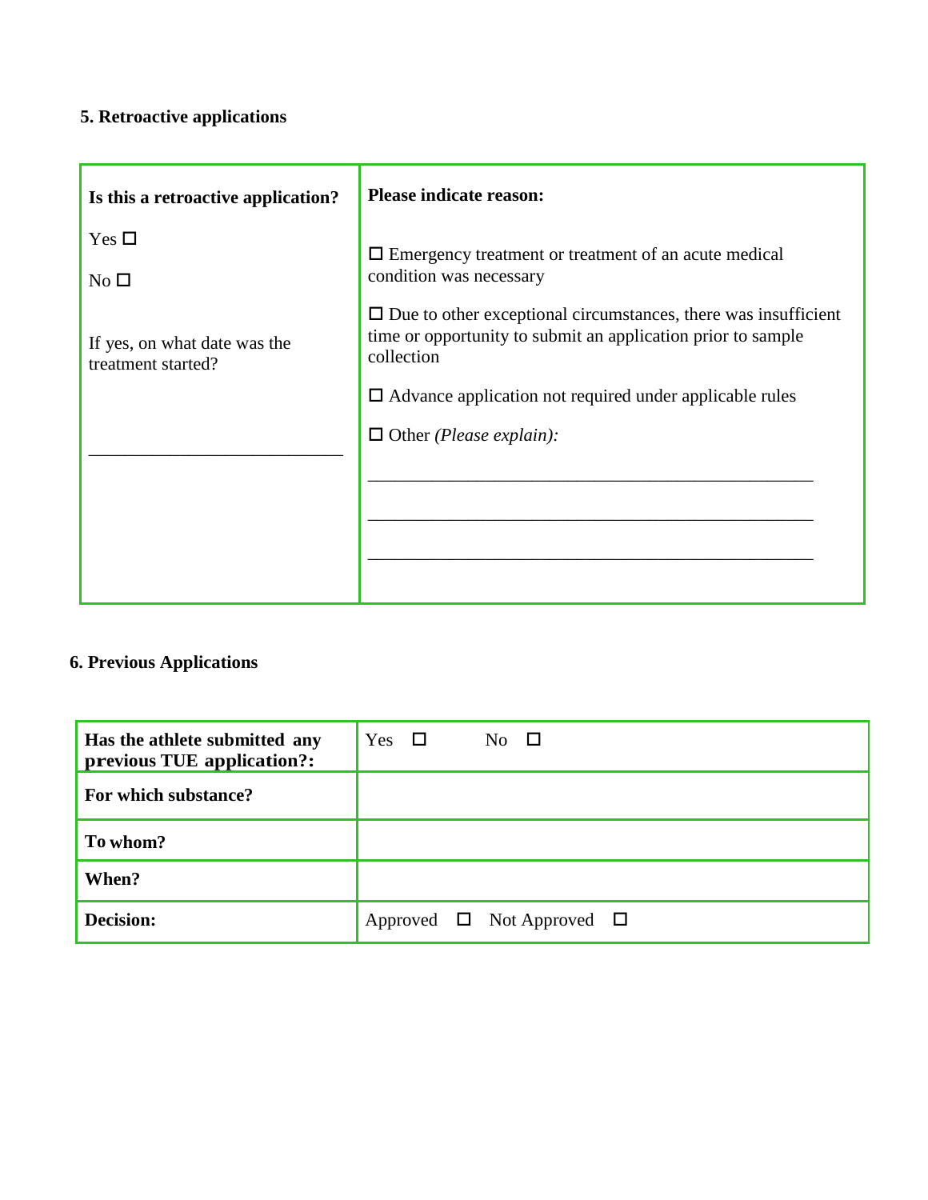## 5. Retroactive applications

| **Is this a retroactive application?** | **Please indicate reason:** |
|---|---|
| Yes ☐<br><br>No ☐<br><br>If yes, on what date was the treatment started?<br><br>_____________________________ | ☐ Emergency treatment or treatment of an acute medical condition was necessary<br><br>☐ Due to other exceptional circumstances, there was insufficient time or opportunity to submit an application prior to sample collection<br><br>☐ Advance application not required under applicable rules<br><br>☐ Other *(Please explain):*<br><br>__________________________________________________<br><br>__________________________________________________<br><br>__________________________________________________ |

## 6. Previous Applications

| | |
|---|---|
| **Has the athlete submitted any previous TUE application?:** | Yes ☐ No ☐ |
| **For which substance?** | |
| **To whom?** | |
| **When?** | |
| **Decision:** | Approved ☐ Not Approved ☐ |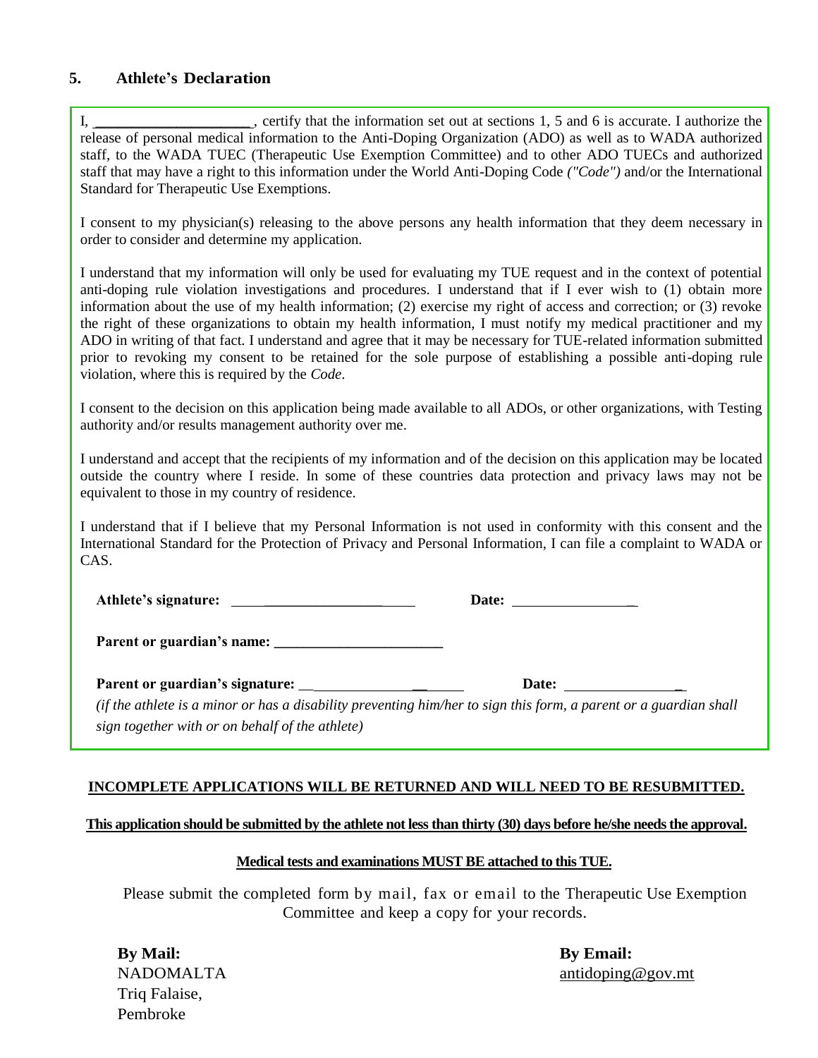## 5. Athlete's Declaration

I, _____________________, certify that the information set out at sections 1, 5 and 6 is accurate. I authorize the release of personal medical information to the Anti-Doping Organization (ADO) as well as to WADA authorized staff, to the WADA TUEC (Therapeutic Use Exemption Committee) and to other ADO TUECs and authorized staff that may have a right to this information under the World Anti-Doping Code *("Code")* and/or the International Standard for Therapeutic Use Exemptions.

I consent to my physician(s) releasing to the above persons any health information that they deem necessary in order to consider and determine my application.

I understand that my information will only be used for evaluating my TUE request and in the context of potential anti-doping rule violation investigations and procedures. I understand that if I ever wish to (1) obtain more information about the use of my health information; (2) exercise my right of access and correction; or (3) revoke the right of these organizations to obtain my health information, I must notify my medical practitioner and my ADO in writing of that fact. I understand and agree that it may be necessary for TUE-related information submitted prior to revoking my consent to be retained for the sole purpose of establishing a possible anti-doping rule violation, where this is required by the *Code*.

I consent to the decision on this application being made available to all ADOs, or other organizations, with Testing authority and/or results management authority over me.

I understand and accept that the recipients of my information and of the decision on this application may be located outside the country where I reside. In some of these countries data protection and privacy laws may not be equivalent to those in my country of residence.

I understand that if I believe that my Personal Information is not used in conformity with this consent and the International Standard for the Protection of Privacy and Personal Information, I can file a complaint to WADA or CAS.

**Athlete's signature:** ______________________ **Date:** ________________

**Parent or guardian's name:** _______________________

**Parent or guardian's signature:** ______________________ **Date:** ________________

*(if the athlete is a minor or has a disability preventing him/her to sign this form, a parent or a guardian shall sign together with or on behalf of the athlete)*

**INCOMPLETE APPLICATIONS WILL BE RETURNED AND WILL NEED TO BE RESUBMITTED.**

**This application should be submitted by the athlete not less than thirty (30) days before he/she needs the approval.**

**Medical tests and examinations MUST BE attached to this TUE.**

Please submit the completed form by mail, fax or email to the Therapeutic Use Exemption Committee and keep a copy for your records.

**By Mail:**
NADOMALTA
Triq Falaise,
Pembroke

**By Email:**
antidoping@gov.mt